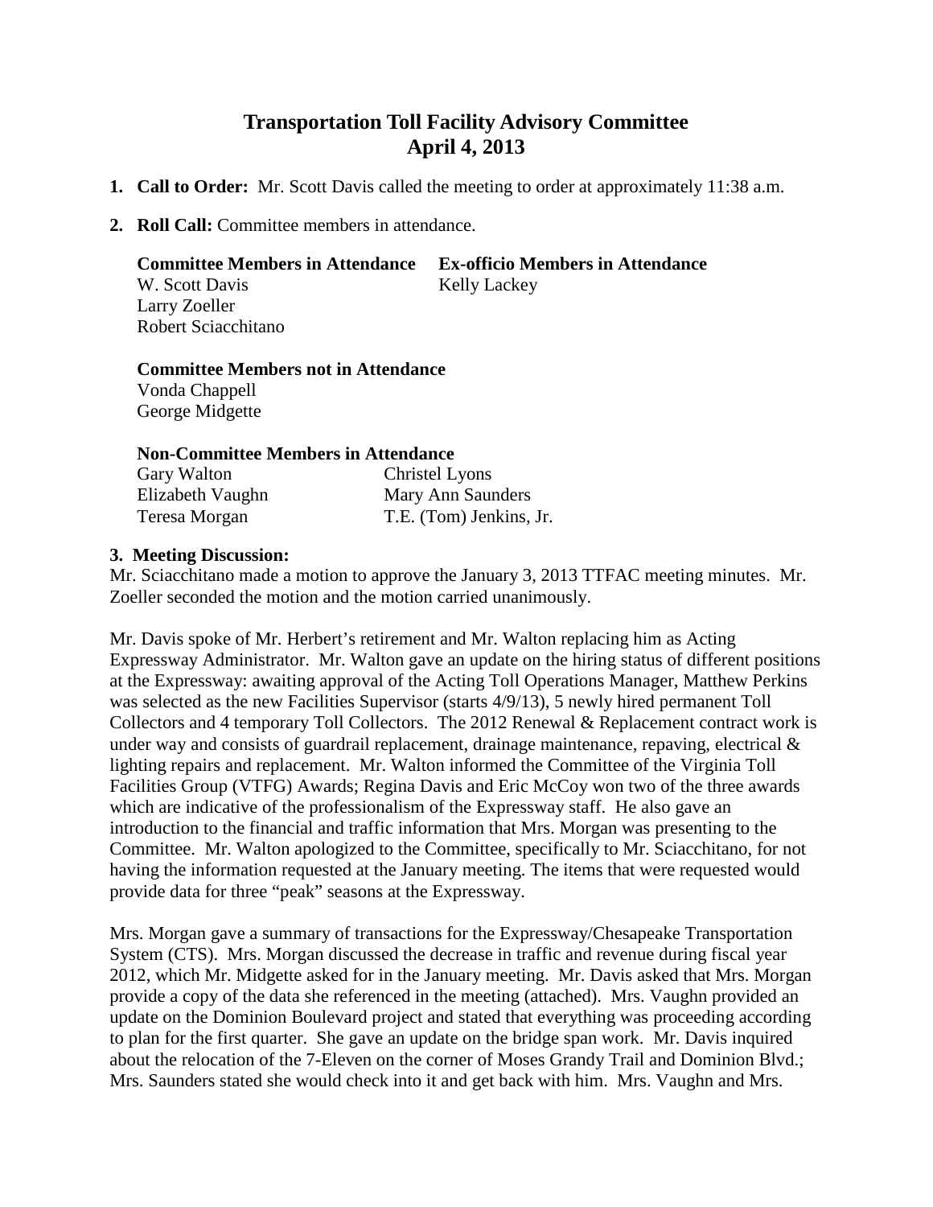# Transportation Toll Facility Advisory Committee
## April 4, 2013

1. **Call to Order:** Mr. Scott Davis called the meeting to order at approximately 11:38 a.m.

2. **Roll Call:** Committee members in attendance.

| **Committee Members in Attendance** | **Ex-officio Members in Attendance** |
|---|---|
| W. Scott Davis | Kelly Lackey |
| Larry Zoeller | |
| Robert Sciacchitano | |

**Committee Members not in Attendance**
Vonda Chappell
George Midgette

**Non-Committee Members in Attendance**

| | |
|---|---|
| Gary Walton | Christel Lyons |
| Elizabeth Vaughn | Mary Ann Saunders |
| Teresa Morgan | T.E. (Tom) Jenkins, Jr. |

**3. Meeting Discussion:**

Mr. Sciacchitano made a motion to approve the January 3, 2013 TTFAC meeting minutes. Mr. Zoeller seconded the motion and the motion carried unanimously.

Mr. Davis spoke of Mr. Herbert's retirement and Mr. Walton replacing him as Acting Expressway Administrator. Mr. Walton gave an update on the hiring status of different positions at the Expressway: awaiting approval of the Acting Toll Operations Manager, Matthew Perkins was selected as the new Facilities Supervisor (starts 4/9/13), 5 newly hired permanent Toll Collectors and 4 temporary Toll Collectors. The 2012 Renewal & Replacement contract work is under way and consists of guardrail replacement, drainage maintenance, repaving, electrical & lighting repairs and replacement. Mr. Walton informed the Committee of the Virginia Toll Facilities Group (VTFG) Awards; Regina Davis and Eric McCoy won two of the three awards which are indicative of the professionalism of the Expressway staff. He also gave an introduction to the financial and traffic information that Mrs. Morgan was presenting to the Committee. Mr. Walton apologized to the Committee, specifically to Mr. Sciacchitano, for not having the information requested at the January meeting. The items that were requested would provide data for three "peak" seasons at the Expressway.

Mrs. Morgan gave a summary of transactions for the Expressway/Chesapeake Transportation System (CTS). Mrs. Morgan discussed the decrease in traffic and revenue during fiscal year 2012, which Mr. Midgette asked for in the January meeting. Mr. Davis asked that Mrs. Morgan provide a copy of the data she referenced in the meeting (attached). Mrs. Vaughn provided an update on the Dominion Boulevard project and stated that everything was proceeding according to plan for the first quarter. She gave an update on the bridge span work. Mr. Davis inquired about the relocation of the 7-Eleven on the corner of Moses Grandy Trail and Dominion Blvd.; Mrs. Saunders stated she would check into it and get back with him. Mrs. Vaughn and Mrs.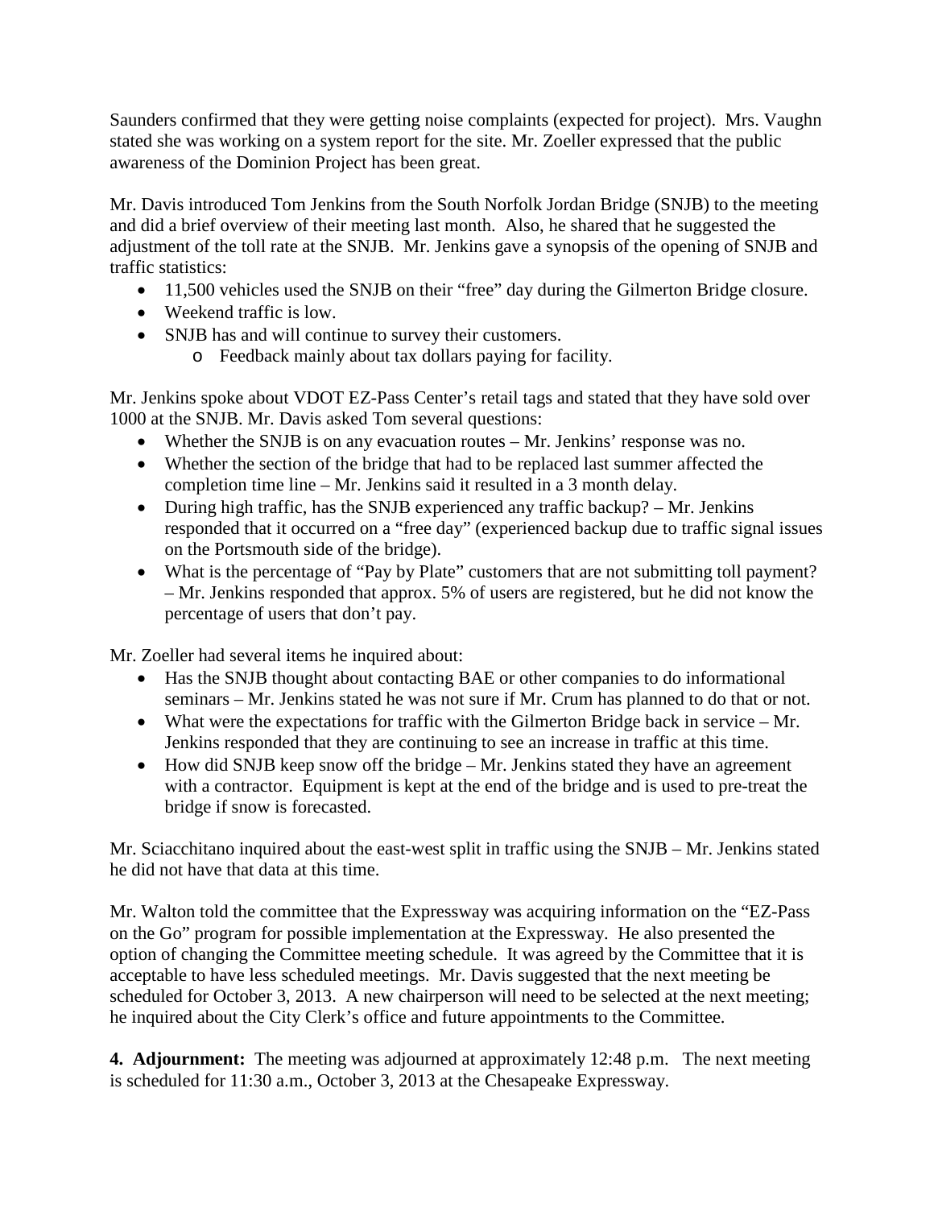Saunders confirmed that they were getting noise complaints (expected for project). Mrs. Vaughn stated she was working on a system report for the site. Mr. Zoeller expressed that the public awareness of the Dominion Project has been great.

Mr. Davis introduced Tom Jenkins from the South Norfolk Jordan Bridge (SNJB) to the meeting and did a brief overview of their meeting last month. Also, he shared that he suggested the adjustment of the toll rate at the SNJB. Mr. Jenkins gave a synopsis of the opening of SNJB and traffic statistics:

- 11,500 vehicles used the SNJB on their "free" day during the Gilmerton Bridge closure.
- Weekend traffic is low.
- SNJB has and will continue to survey their customers.
    - Feedback mainly about tax dollars paying for facility.

Mr. Jenkins spoke about VDOT EZ-Pass Center's retail tags and stated that they have sold over 1000 at the SNJB. Mr. Davis asked Tom several questions:

- Whether the SNJB is on any evacuation routes – Mr. Jenkins' response was no.
- Whether the section of the bridge that had to be replaced last summer affected the completion time line – Mr. Jenkins said it resulted in a 3 month delay.
- During high traffic, has the SNJB experienced any traffic backup? – Mr. Jenkins responded that it occurred on a "free day" (experienced backup due to traffic signal issues on the Portsmouth side of the bridge).
- What is the percentage of "Pay by Plate" customers that are not submitting toll payment? – Mr. Jenkins responded that approx. 5% of users are registered, but he did not know the percentage of users that don't pay.

Mr. Zoeller had several items he inquired about:

- Has the SNJB thought about contacting BAE or other companies to do informational seminars – Mr. Jenkins stated he was not sure if Mr. Crum has planned to do that or not.
- What were the expectations for traffic with the Gilmerton Bridge back in service – Mr. Jenkins responded that they are continuing to see an increase in traffic at this time.
- How did SNJB keep snow off the bridge – Mr. Jenkins stated they have an agreement with a contractor. Equipment is kept at the end of the bridge and is used to pre-treat the bridge if snow is forecasted.

Mr. Sciacchitano inquired about the east-west split in traffic using the SNJB – Mr. Jenkins stated he did not have that data at this time.

Mr. Walton told the committee that the Expressway was acquiring information on the "EZ-Pass on the Go" program for possible implementation at the Expressway. He also presented the option of changing the Committee meeting schedule. It was agreed by the Committee that it is acceptable to have less scheduled meetings. Mr. Davis suggested that the next meeting be scheduled for October 3, 2013. A new chairperson will need to be selected at the next meeting; he inquired about the City Clerk's office and future appointments to the Committee.

**4. Adjournment:** The meeting was adjourned at approximately 12:48 p.m. The next meeting is scheduled for 11:30 a.m., October 3, 2013 at the Chesapeake Expressway.